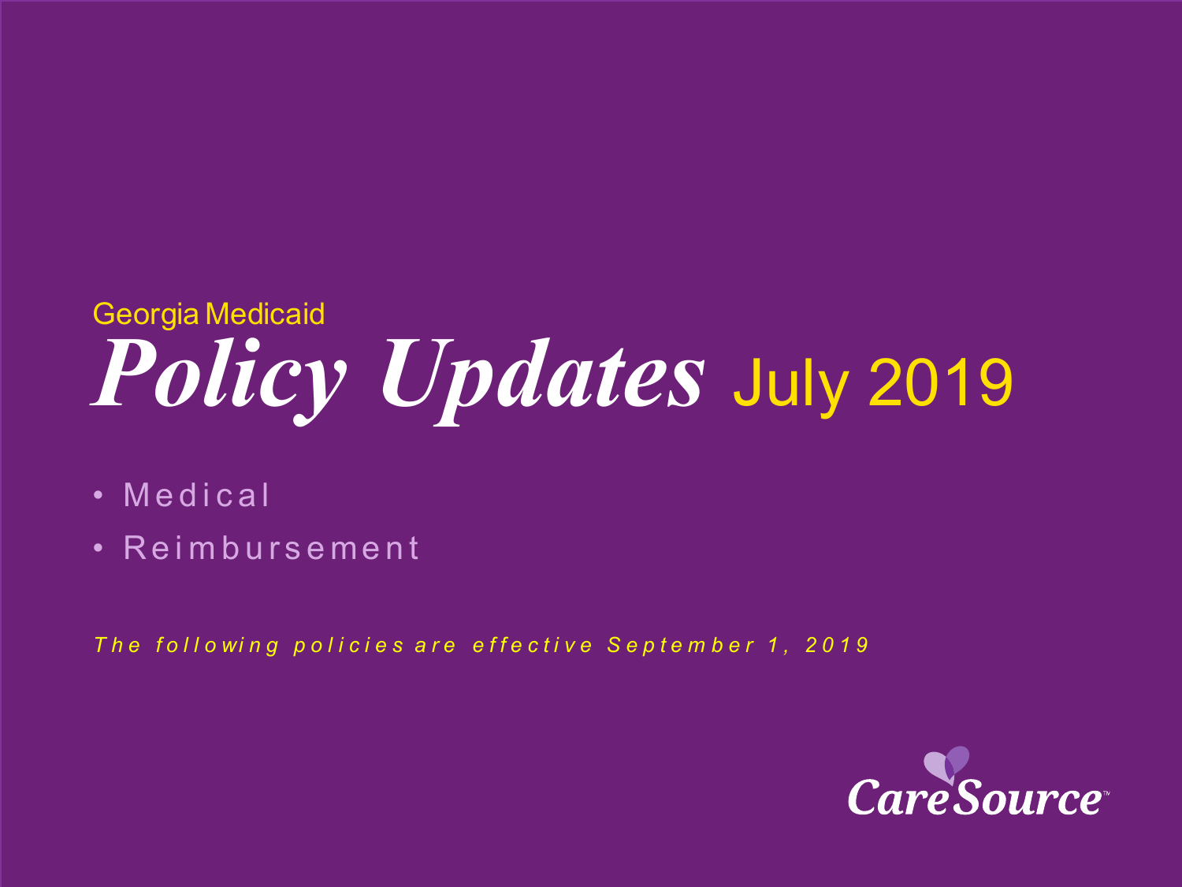Georgia Medicaid

# *Policy Updates* July 2019

- Medical
- Reimbursement

*The following policies are effective September 1, 2019*

CareSource™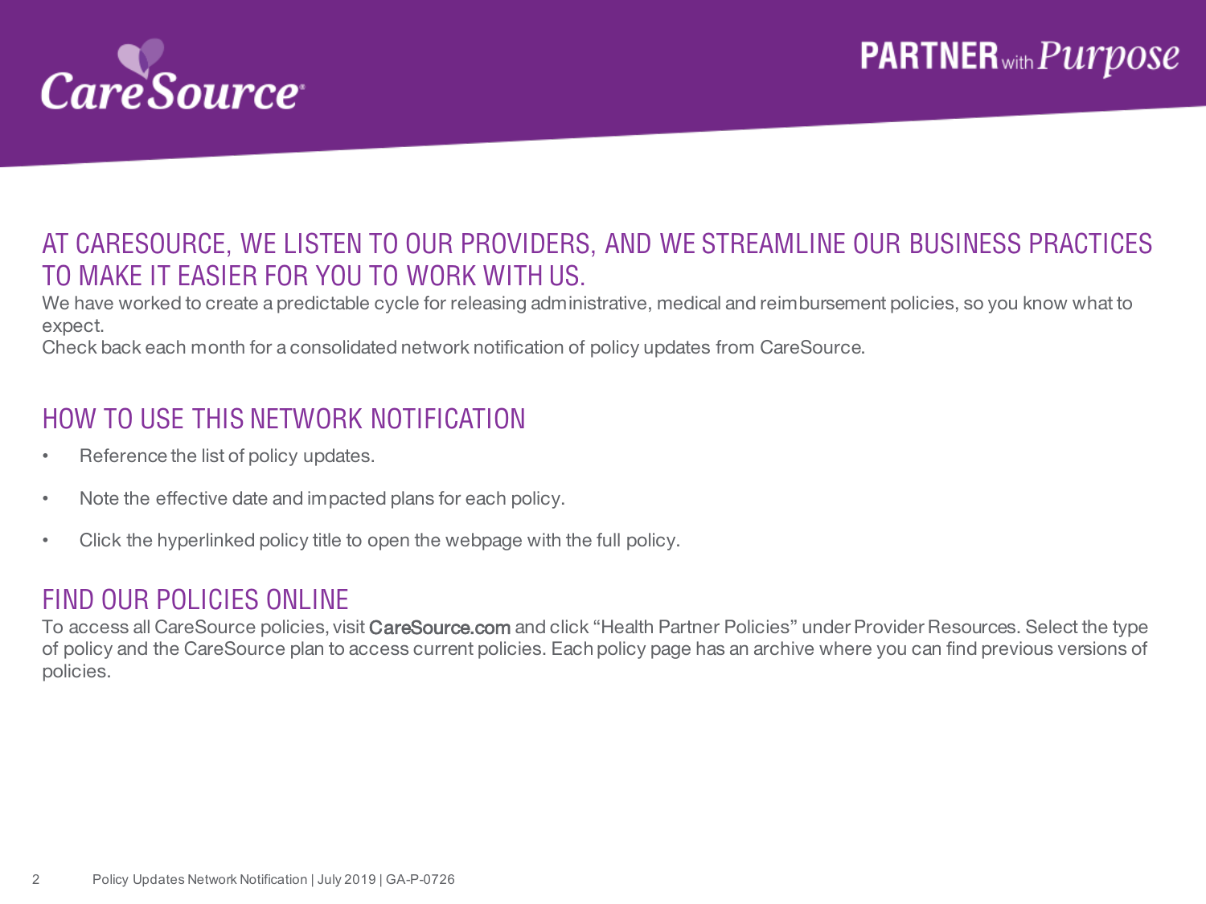## AT CARESOURCE, WE LISTEN TO OUR PROVIDERS, AND WE STREAMLINE OUR BUSINESS PRACTICES TO MAKE IT EASIER FOR YOU TO WORK WITH US.

We have worked to create a predictable cycle for releasing administrative, medical and reimbursement policies, so you know what to expect.

Check back each month for a consolidated network notification of policy updates from CareSource.

## HOW TO USE THIS NETWORK NOTIFICATION

- Reference the list of policy updates.
- Note the effective date and impacted plans for each policy.
- Click the hyperlinked policy title to open the webpage with the full policy.

## FIND OUR POLICIES ONLINE

To access all CareSource policies, visit CareSource.com and click "Health Partner Policies" under Provider Resources. Select the type of policy and the CareSource plan to access current policies. Each policy page has an archive where you can find previous versions of policies.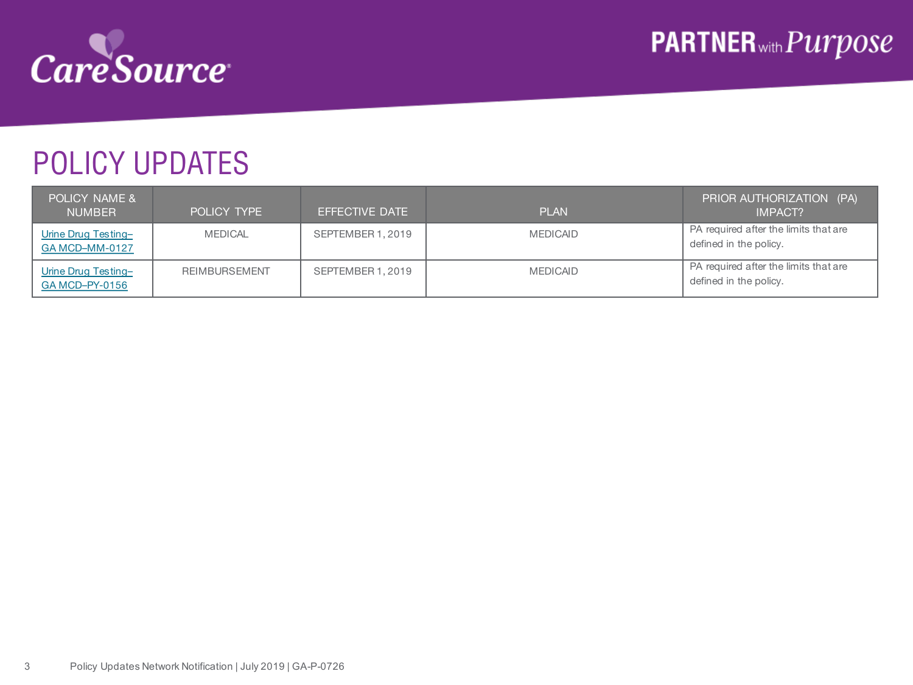# POLICY UPDATES

| POLICY NAME & NUMBER | POLICY TYPE | EFFECTIVE DATE | PLAN | PRIOR AUTHORIZATION (PA) IMPACT? |
|---|---|---|---|---|
| Urine Drug Testing– GA MCD–MM-0127 | MEDICAL | SEPTEMBER 1, 2019 | MEDICAID | PA required after the limits that are defined in the policy. |
| Urine Drug Testing– GA MCD–PY-0156 | REIMBURSEMENT | SEPTEMBER 1, 2019 | MEDICAID | PA required after the limits that are defined in the policy. |